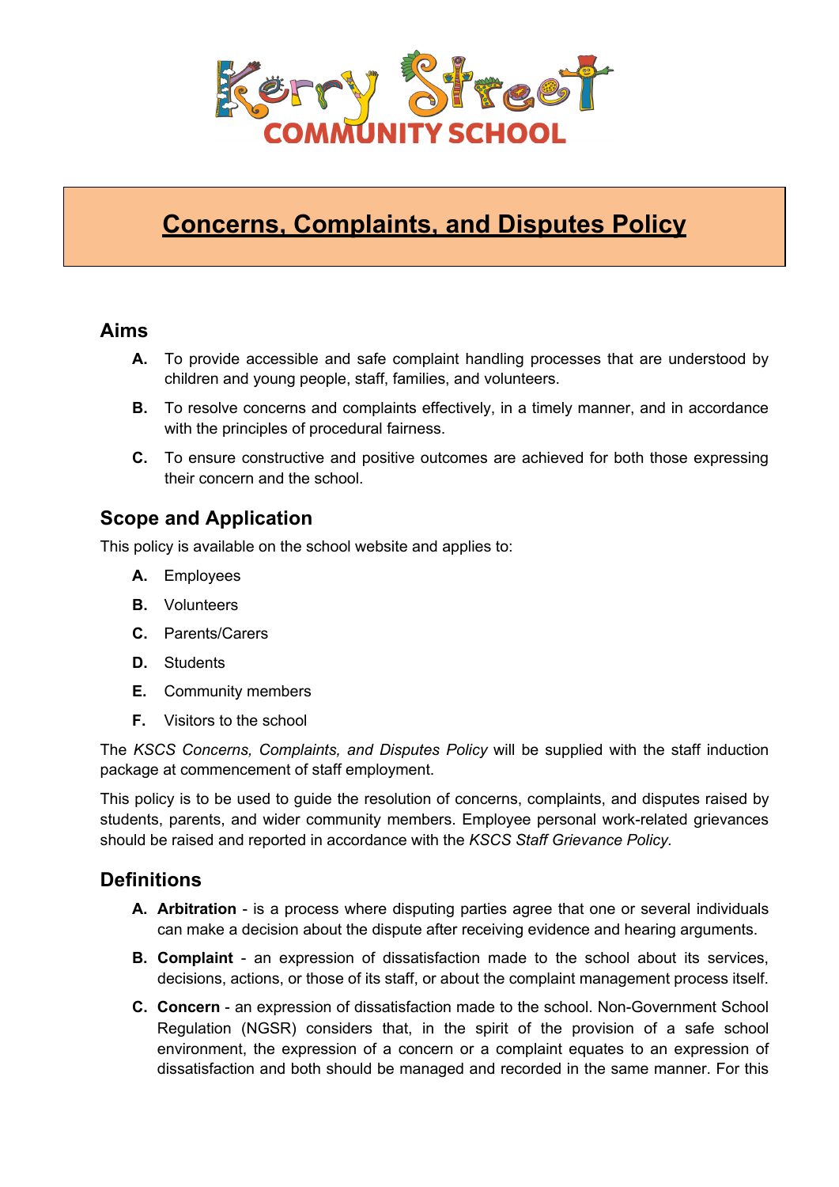# Concerns, Complaints, and Disputes Policy

## Aims

**A.** To provide accessible and safe complaint handling processes that are understood by children and young people, staff, families, and volunteers.

**B.** To resolve concerns and complaints effectively, in a timely manner, and in accordance with the principles of procedural fairness.

**C.** To ensure constructive and positive outcomes are achieved for both those expressing their concern and the school.

## Scope and Application

This policy is available on the school website and applies to:

**A.** Employees

**B.** Volunteers

**C.** Parents/Carers

**D.** Students

**E.** Community members

**F.** Visitors to the school

The *KSCS Concerns, Complaints, and Disputes Policy* will be supplied with the staff induction package at commencement of staff employment.

This policy is to be used to guide the resolution of concerns, complaints, and disputes raised by students, parents, and wider community members. Employee personal work-related grievances should be raised and reported in accordance with the *KSCS Staff Grievance Policy.*

## Definitions

**A. Arbitration** - is a process where disputing parties agree that one or several individuals can make a decision about the dispute after receiving evidence and hearing arguments.

**B. Complaint** - an expression of dissatisfaction made to the school about its services, decisions, actions, or those of its staff, or about the complaint management process itself.

**C. Concern** - an expression of dissatisfaction made to the school. Non-Government School Regulation (NGSR) considers that, in the spirit of the provision of a safe school environment, the expression of a concern or a complaint equates to an expression of dissatisfaction and both should be managed and recorded in the same manner. For this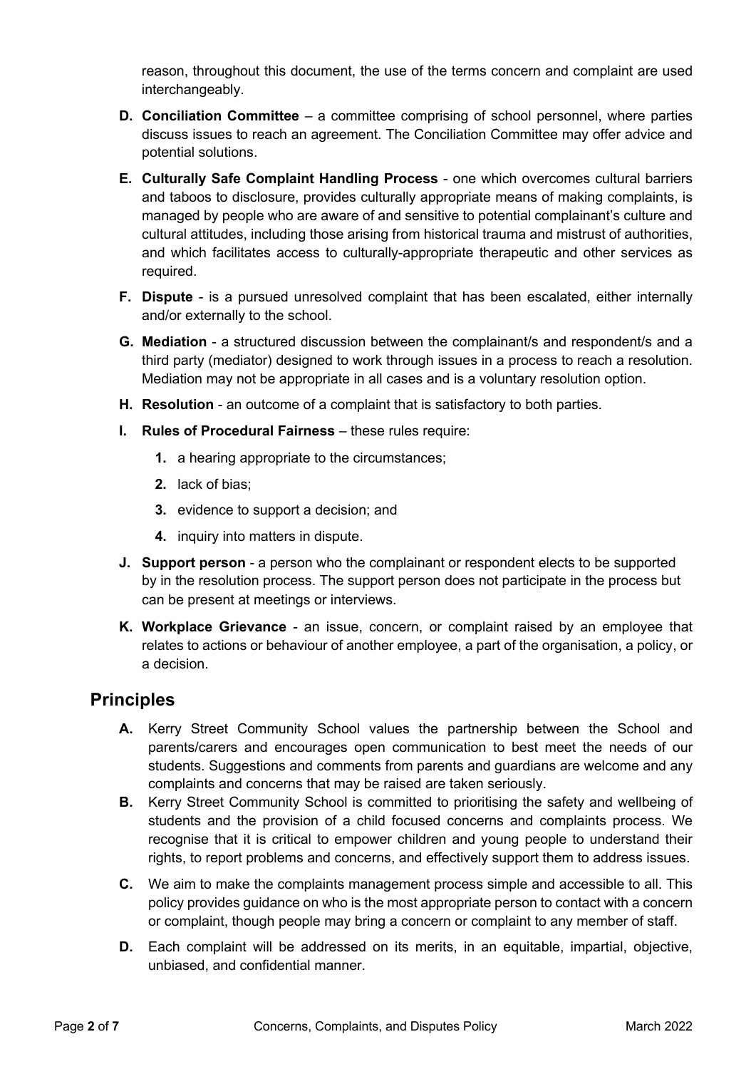reason, throughout this document, the use of the terms concern and complaint are used interchangeably.

**D. Conciliation Committee** – a committee comprising of school personnel, where parties discuss issues to reach an agreement. The Conciliation Committee may offer advice and potential solutions.

**E. Culturally Safe Complaint Handling Process** - one which overcomes cultural barriers and taboos to disclosure, provides culturally appropriate means of making complaints, is managed by people who are aware of and sensitive to potential complainant's culture and cultural attitudes, including those arising from historical trauma and mistrust of authorities, and which facilitates access to culturally-appropriate therapeutic and other services as required.

**F. Dispute** - is a pursued unresolved complaint that has been escalated, either internally and/or externally to the school.

**G. Mediation** - a structured discussion between the complainant/s and respondent/s and a third party (mediator) designed to work through issues in a process to reach a resolution. Mediation may not be appropriate in all cases and is a voluntary resolution option.

**H. Resolution** - an outcome of a complaint that is satisfactory to both parties.

**I. Rules of Procedural Fairness** – these rules require:

1. a hearing appropriate to the circumstances;
2. lack of bias;
3. evidence to support a decision; and
4. inquiry into matters in dispute.

**J. Support person** - a person who the complainant or respondent elects to be supported by in the resolution process. The support person does not participate in the process but can be present at meetings or interviews.

**K. Workplace Grievance** - an issue, concern, or complaint raised by an employee that relates to actions or behaviour of another employee, a part of the organisation, a policy, or a decision.

## Principles

**A.** Kerry Street Community School values the partnership between the School and parents/carers and encourages open communication to best meet the needs of our students. Suggestions and comments from parents and guardians are welcome and any complaints and concerns that may be raised are taken seriously.

**B.** Kerry Street Community School is committed to prioritising the safety and wellbeing of students and the provision of a child focused concerns and complaints process. We recognise that it is critical to empower children and young people to understand their rights, to report problems and concerns, and effectively support them to address issues.

**C.** We aim to make the complaints management process simple and accessible to all. This policy provides guidance on who is the most appropriate person to contact with a concern or complaint, though people may bring a concern or complaint to any member of staff.

**D.** Each complaint will be addressed on its merits, in an equitable, impartial, objective, unbiased, and confidential manner.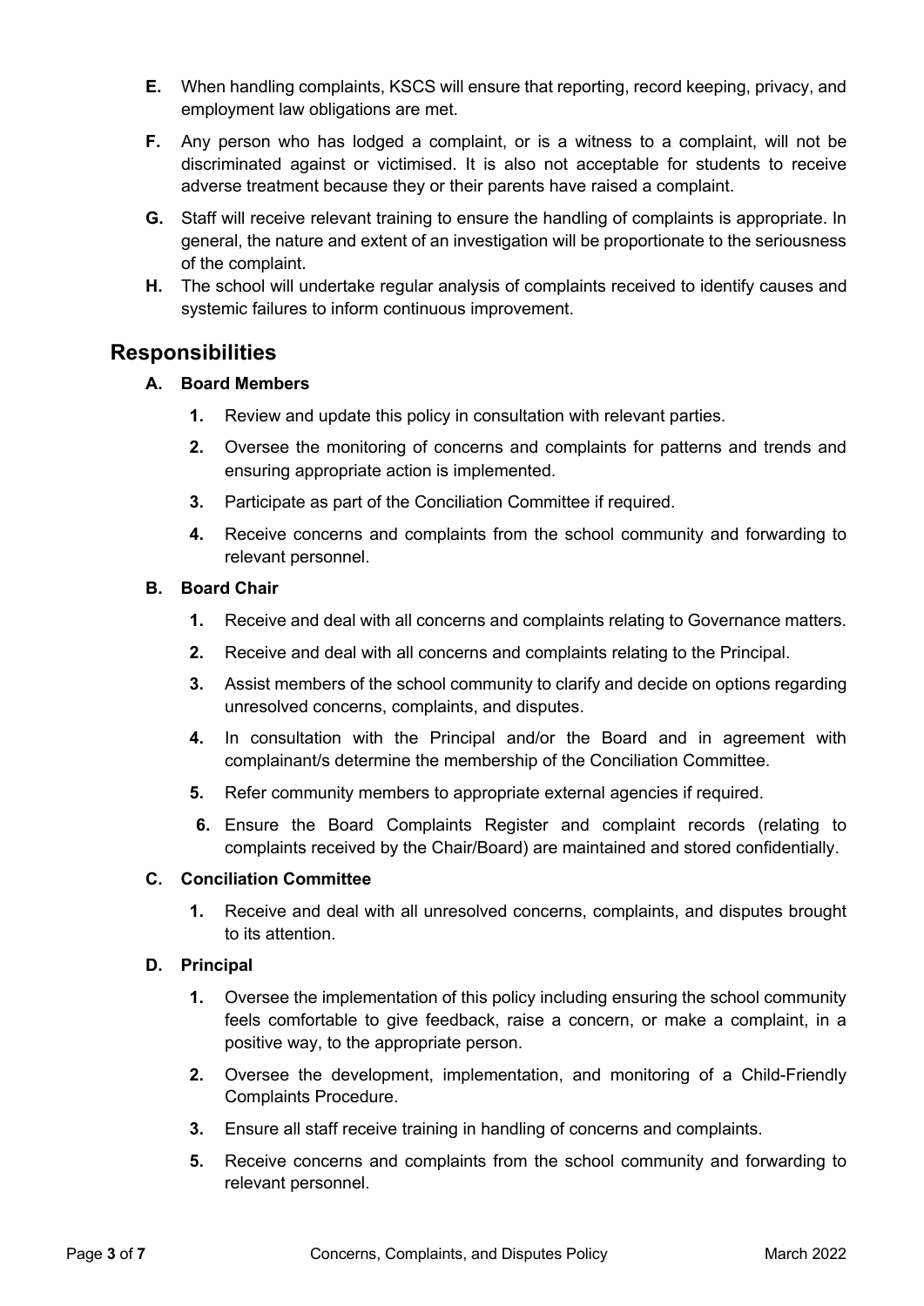**E.** When handling complaints, KSCS will ensure that reporting, record keeping, privacy, and employment law obligations are met.

**F.** Any person who has lodged a complaint, or is a witness to a complaint, will not be discriminated against or victimised. It is also not acceptable for students to receive adverse treatment because they or their parents have raised a complaint.

**G.** Staff will receive relevant training to ensure the handling of complaints is appropriate. In general, the nature and extent of an investigation will be proportionate to the seriousness of the complaint.

**H.** The school will undertake regular analysis of complaints received to identify causes and systemic failures to inform continuous improvement.

## Responsibilities

**A. Board Members**

1. Review and update this policy in consultation with relevant parties.
2. Oversee the monitoring of concerns and complaints for patterns and trends and ensuring appropriate action is implemented.
3. Participate as part of the Conciliation Committee if required.
4. Receive concerns and complaints from the school community and forwarding to relevant personnel.

**B. Board Chair**

1. Receive and deal with all concerns and complaints relating to Governance matters.
2. Receive and deal with all concerns and complaints relating to the Principal.
3. Assist members of the school community to clarify and decide on options regarding unresolved concerns, complaints, and disputes.
4. In consultation with the Principal and/or the Board and in agreement with complainant/s determine the membership of the Conciliation Committee.
5. Refer community members to appropriate external agencies if required.
6. Ensure the Board Complaints Register and complaint records (relating to complaints received by the Chair/Board) are maintained and stored confidentially.

**C. Conciliation Committee**

1. Receive and deal with all unresolved concerns, complaints, and disputes brought to its attention.

**D. Principal**

1. Oversee the implementation of this policy including ensuring the school community feels comfortable to give feedback, raise a concern, or make a complaint, in a positive way, to the appropriate person.
2. Oversee the development, implementation, and monitoring of a Child-Friendly Complaints Procedure.
3. Ensure all staff receive training in handling of concerns and complaints.

5. Receive concerns and complaints from the school community and forwarding to relevant personnel.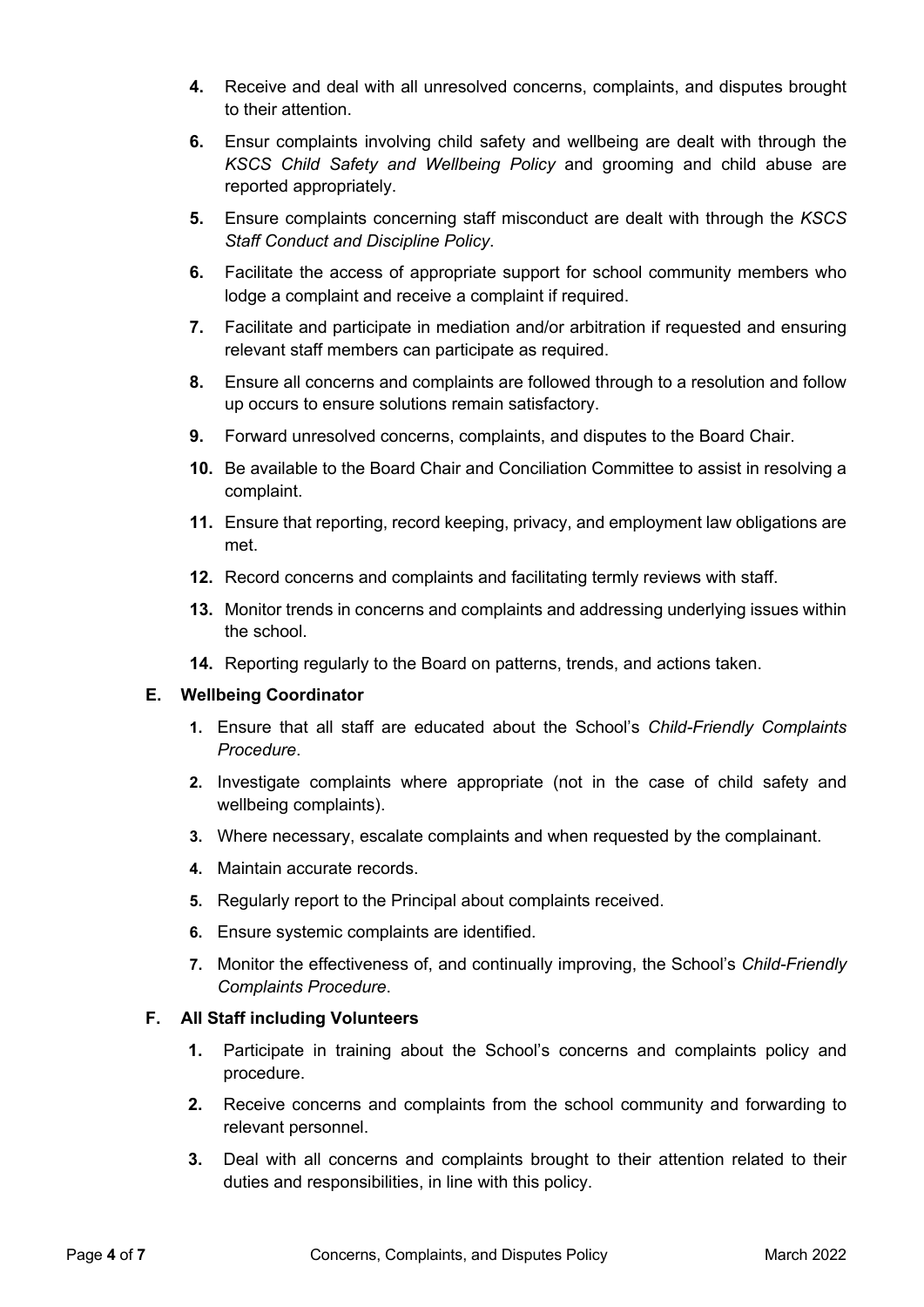4. Receive and deal with all unresolved concerns, complaints, and disputes brought to their attention.
6. Ensur complaints involving child safety and wellbeing are dealt with through the *KSCS Child Safety and Wellbeing Policy* and grooming and child abuse are reported appropriately.
5. Ensure complaints concerning staff misconduct are dealt with through the *KSCS Staff Conduct and Discipline Policy*.
6. Facilitate the access of appropriate support for school community members who lodge a complaint and receive a complaint if required.
7. Facilitate and participate in mediation and/or arbitration if requested and ensuring relevant staff members can participate as required.
8. Ensure all concerns and complaints are followed through to a resolution and follow up occurs to ensure solutions remain satisfactory.
9. Forward unresolved concerns, complaints, and disputes to the Board Chair.
10. Be available to the Board Chair and Conciliation Committee to assist in resolving a complaint.
11. Ensure that reporting, record keeping, privacy, and employment law obligations are met.
12. Record concerns and complaints and facilitating termly reviews with staff.
13. Monitor trends in concerns and complaints and addressing underlying issues within the school.
14. Reporting regularly to the Board on patterns, trends, and actions taken.

**E. Wellbeing Coordinator**

1. Ensure that all staff are educated about the School's *Child-Friendly Complaints Procedure*.
2. Investigate complaints where appropriate (not in the case of child safety and wellbeing complaints).
3. Where necessary, escalate complaints and when requested by the complainant.
4. Maintain accurate records.
5. Regularly report to the Principal about complaints received.
6. Ensure systemic complaints are identified.
7. Monitor the effectiveness of, and continually improving, the School's *Child-Friendly Complaints Procedure*.

**F. All Staff including Volunteers**

1. Participate in training about the School's concerns and complaints policy and procedure.
2. Receive concerns and complaints from the school community and forwarding to relevant personnel.
3. Deal with all concerns and complaints brought to their attention related to their duties and responsibilities, in line with this policy.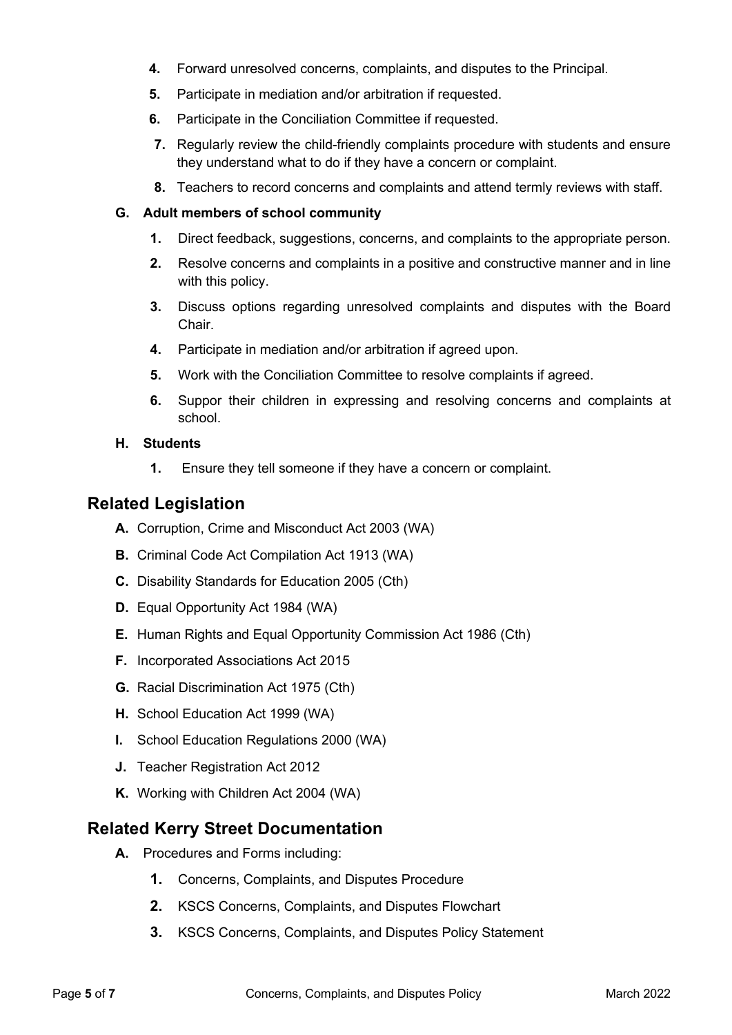4. Forward unresolved concerns, complaints, and disputes to the Principal.
5. Participate in mediation and/or arbitration if requested.
6. Participate in the Conciliation Committee if requested.
7. Regularly review the child-friendly complaints procedure with students and ensure they understand what to do if they have a concern or complaint.
8. Teachers to record concerns and complaints and attend termly reviews with staff.

**G. Adult members of school community**

1. Direct feedback, suggestions, concerns, and complaints to the appropriate person.
2. Resolve concerns and complaints in a positive and constructive manner and in line with this policy.
3. Discuss options regarding unresolved complaints and disputes with the Board Chair.
4. Participate in mediation and/or arbitration if agreed upon.
5. Work with the Conciliation Committee to resolve complaints if agreed.
6. Suppor their children in expressing and resolving concerns and complaints at school.

**H. Students**

1. Ensure they tell someone if they have a concern or complaint.

## Related Legislation

**A.** Corruption, Crime and Misconduct Act 2003 (WA)

**B.** Criminal Code Act Compilation Act 1913 (WA)

**C.** Disability Standards for Education 2005 (Cth)

**D.** Equal Opportunity Act 1984 (WA)

**E.** Human Rights and Equal Opportunity Commission Act 1986 (Cth)

**F.** Incorporated Associations Act 2015

**G.** Racial Discrimination Act 1975 (Cth)

**H.** School Education Act 1999 (WA)

**I.** School Education Regulations 2000 (WA)

**J.** Teacher Registration Act 2012

**K.** Working with Children Act 2004 (WA)

## Related Kerry Street Documentation

**A.** Procedures and Forms including:

1. Concerns, Complaints, and Disputes Procedure
2. KSCS Concerns, Complaints, and Disputes Flowchart
3. KSCS Concerns, Complaints, and Disputes Policy Statement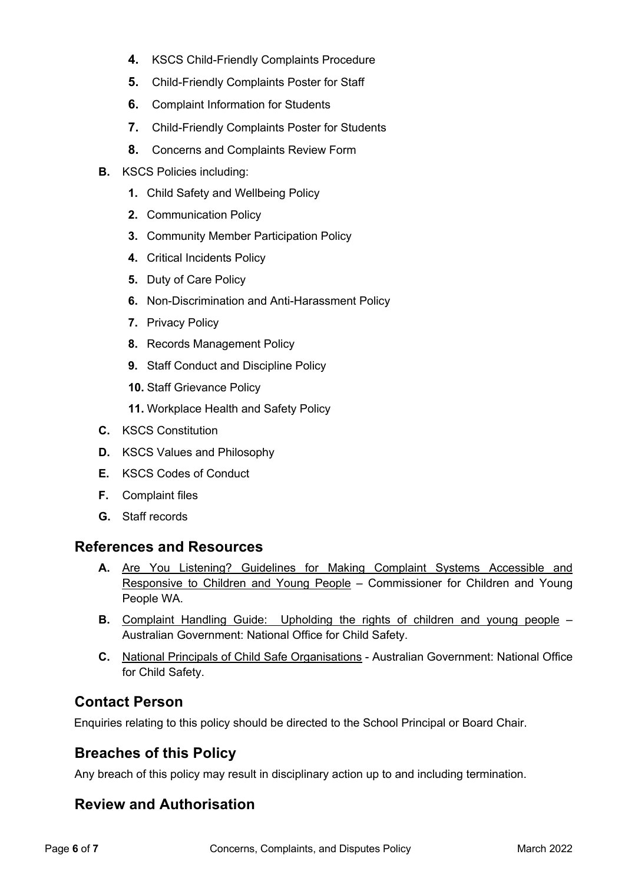4. KSCS Child-Friendly Complaints Procedure
5. Child-Friendly Complaints Poster for Staff
6. Complaint Information for Students
7. Child-Friendly Complaints Poster for Students
8. Concerns and Complaints Review Form

**B.** KSCS Policies including:

1. Child Safety and Wellbeing Policy
2. Communication Policy
3. Community Member Participation Policy
4. Critical Incidents Policy
5. Duty of Care Policy
6. Non-Discrimination and Anti-Harassment Policy
7. Privacy Policy
8. Records Management Policy
9. Staff Conduct and Discipline Policy
10. Staff Grievance Policy
11. Workplace Health and Safety Policy

**C.** KSCS Constitution

**D.** KSCS Values and Philosophy

**E.** KSCS Codes of Conduct

**F.** Complaint files

**G.** Staff records

## References and Resources

**A.** Are You Listening? Guidelines for Making Complaint Systems Accessible and Responsive to Children and Young People – Commissioner for Children and Young People WA.

**B.** Complaint Handling Guide: Upholding the rights of children and young people – Australian Government: National Office for Child Safety.

**C.** National Principals of Child Safe Organisations - Australian Government: National Office for Child Safety.

## Contact Person

Enquiries relating to this policy should be directed to the School Principal or Board Chair.

## Breaches of this Policy

Any breach of this policy may result in disciplinary action up to and including termination.

## Review and Authorisation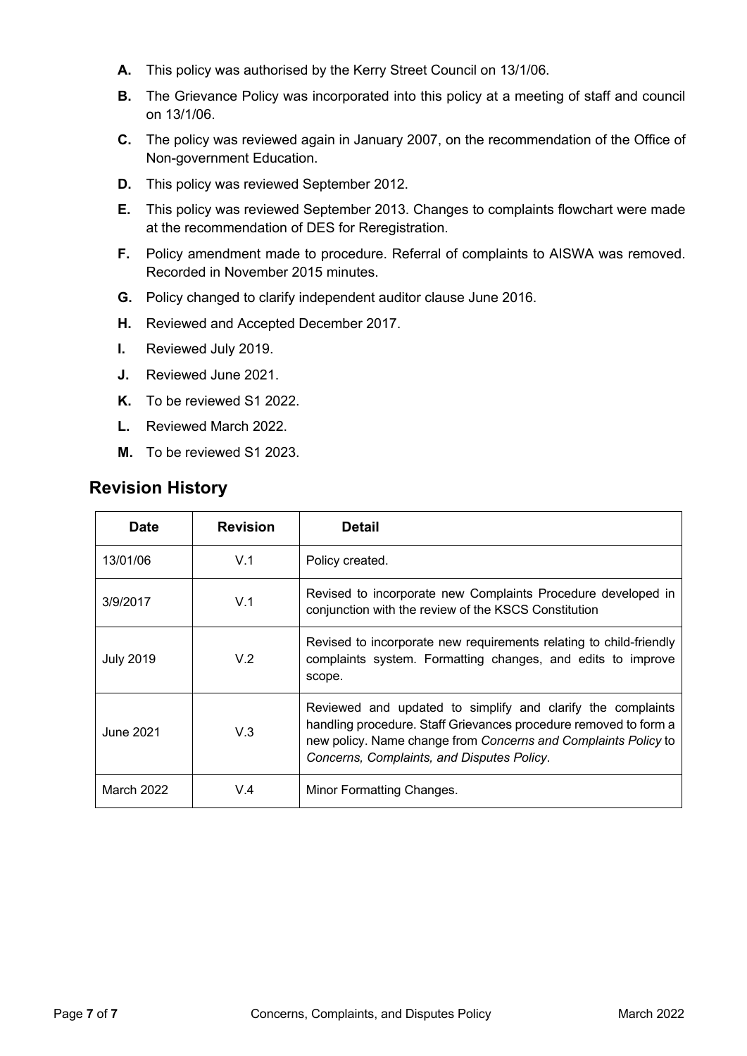**A.** This policy was authorised by the Kerry Street Council on 13/1/06.

**B.** The Grievance Policy was incorporated into this policy at a meeting of staff and council on 13/1/06.

**C.** The policy was reviewed again in January 2007, on the recommendation of the Office of Non-government Education.

**D.** This policy was reviewed September 2012.

**E.** This policy was reviewed September 2013. Changes to complaints flowchart were made at the recommendation of DES for Reregistration.

**F.** Policy amendment made to procedure. Referral of complaints to AISWA was removed. Recorded in November 2015 minutes.

**G.** Policy changed to clarify independent auditor clause June 2016.

**H.** Reviewed and Accepted December 2017.

**I.** Reviewed July 2019.

**J.** Reviewed June 2021.

**K.** To be reviewed S1 2022.

**L.** Reviewed March 2022.

**M.** To be reviewed S1 2023.

## Revision History

| Date | Revision | Detail |
|---|---|---|
| 13/01/06 | V.1 | Policy created. |
| 3/9/2017 | V.1 | Revised to incorporate new Complaints Procedure developed in conjunction with the review of the KSCS Constitution |
| July 2019 | V.2 | Revised to incorporate new requirements relating to child-friendly complaints system. Formatting changes, and edits to improve scope. |
| June 2021 | V.3 | Reviewed and updated to simplify and clarify the complaints handling procedure. Staff Grievances procedure removed to form a new policy. Name change from *Concerns and Complaints Policy* to *Concerns, Complaints, and Disputes Policy*. |
| March 2022 | V.4 | Minor Formatting Changes. |